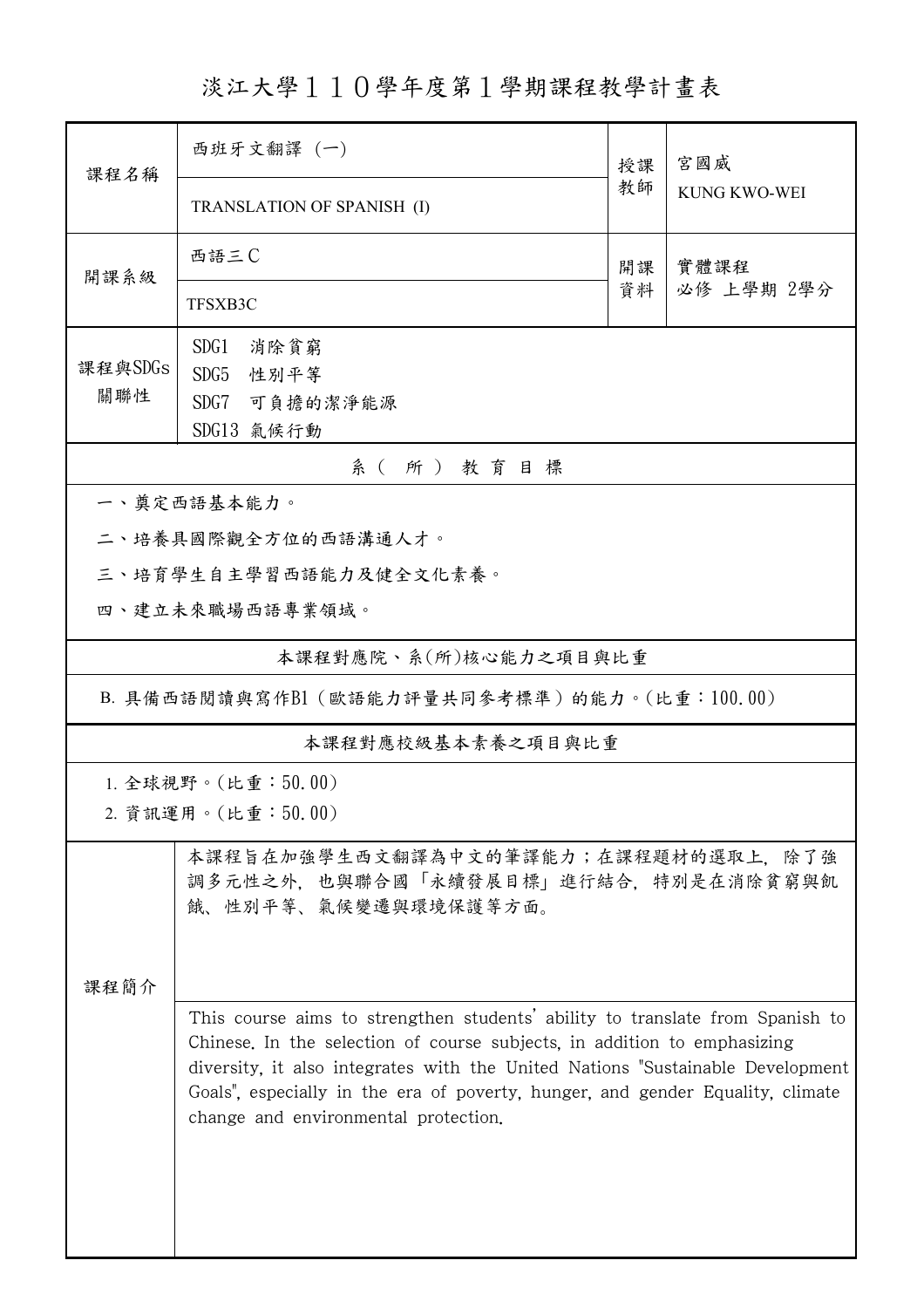# 淡江大學１１０學年度第１學期課程教學計畫表

| 課程名稱 | 西班牙文翻譯 (一)<br>TRANSLATION OF SPANISH (I) | 授課教師 | 宮國威<br>KUNG KWO-WEI |
|---|---|---|---|
| 開課系級 | 西語三Ｃ<br>TFSXB3C | 開課資料 | 實體課程<br>必修 上學期 2學分 |
| 課程與SDGs關聯性 | SDG1 消除貧窮<br>SDG5 性別平等<br>SDG7 可負擔的潔淨能源<br>SDG13 氣候行動 | | |

## 系（所）教育目標

一、奠定西語基本能力。

二、培養具國際觀全方位的西語溝通人才。

三、培育學生自主學習西語能力及健全文化素養。

四、建立未來職場西語專業領域。

## 本課程對應院、系(所)核心能力之項目與比重

B. 具備西語閱讀與寫作B1（歐語能力評量共同參考標準）的能力。(比重：100.00)

## 本課程對應校級基本素養之項目與比重

1. 全球視野。(比重：50.00)
2. 資訊運用。(比重：50.00)

## 課程簡介

本課程旨在加強學生西文翻譯為中文的筆譯能力；在課程題材的選取上，除了強調多元性之外，也與聯合國「永續發展目標」進行結合，特別是在消除貧窮與飢餓、性別平等、氣候變遷與環境保護等方面。

This course aims to strengthen students' ability to translate from Spanish to Chinese. In the selection of course subjects, in addition to emphasizing diversity, it also integrates with the United Nations "Sustainable Development Goals", especially in the era of poverty, hunger, and gender Equality, climate change and environmental protection.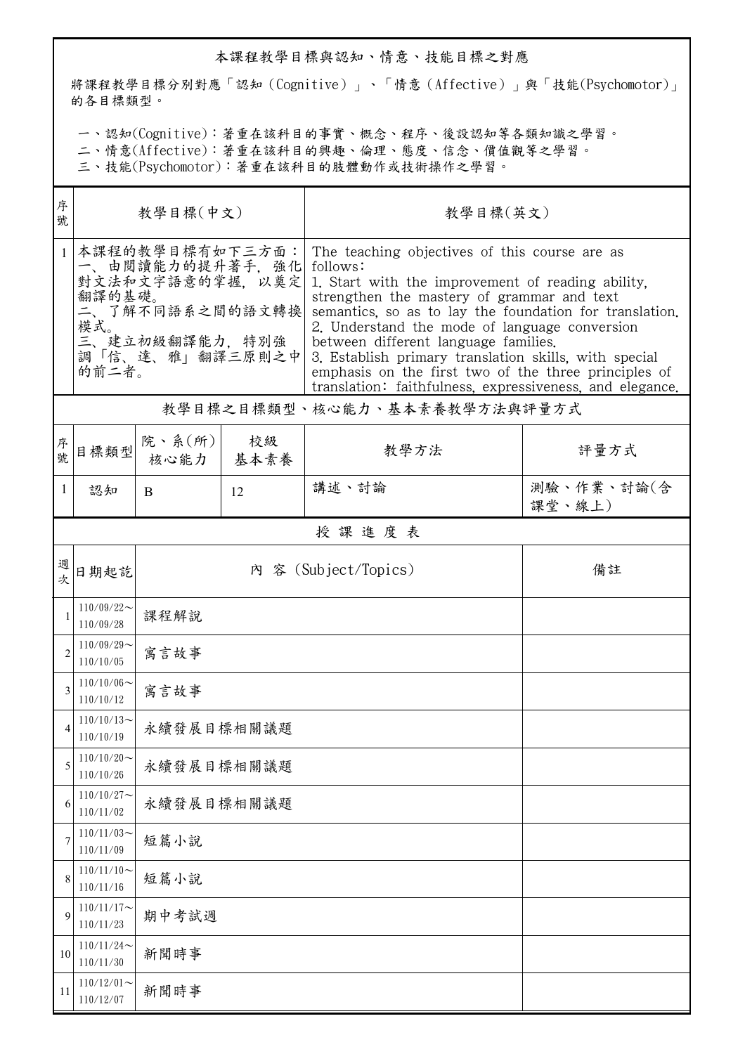## 本課程教學目標與認知、情意、技能目標之對應

將課程教學目標分別對應「認知（Cognitive）」、「情意（Affective）」與「技能(Psychomotor)」的各目標類型。

一、認知(Cognitive)：著重在該科目的事實、概念、程序、後設認知等各類知識之學習。
二、情意(Affective)：著重在該科目的興趣、倫理、態度、信念、價值觀等之學習。
三、技能(Psychomotor)：著重在該科目的肢體動作或技術操作之學習。

| 序號 | 教學目標(中文) | 教學目標(英文) |
|---|---|---|
| 1 | 本課程的教學目標有如下三方面：<br>一、由閱讀能力的提升著手，強化對文法和文字語意的掌握，以奠定翻譯的基礎。<br>二、了解不同語系之間的語文轉換模式。<br>三、建立初級翻譯能力，特別強調「信、達、雅」翻譯三原則之中的前二者。 | The teaching objectives of this course are as follows:<br>1. Start with the improvement of reading ability, strengthen the mastery of grammar and text semantics, so as to lay the foundation for translation.<br>2. Understand the mode of language conversion between different language families.<br>3. Establish primary translation skills, with special emphasis on the first two of the three principles of translation: faithfulness, expressiveness, and elegance. |

## 教學目標之目標類型、核心能力、基本素養教學方法與評量方式

| 序號 | 目標類型 | 院、系(所)核心能力 | 校級基本素養 | 教學方法 | 評量方式 |
|---|---|---|---|---|---|
| 1 | 認知 | B | 12 | 講述、討論 | 測驗、作業、討論(含課堂、線上) |

## 授 課 進 度 表

| 週次 | 日期起訖 | 內 容 (Subject/Topics) | 備註 |
|---|---|---|---|
| 1 | 110/09/22～110/09/28 | 課程解說 | |
| 2 | 110/09/29～110/10/05 | 寓言故事 | |
| 3 | 110/10/06～110/10/12 | 寓言故事 | |
| 4 | 110/10/13～110/10/19 | 永續發展目標相關議題 | |
| 5 | 110/10/20～110/10/26 | 永續發展目標相關議題 | |
| 6 | 110/10/27～110/11/02 | 永續發展目標相關議題 | |
| 7 | 110/11/03～110/11/09 | 短篇小說 | |
| 8 | 110/11/10～110/11/16 | 短篇小說 | |
| 9 | 110/11/17～110/11/23 | 期中考試週 | |
| 10 | 110/11/24～110/11/30 | 新聞時事 | |
| 11 | 110/12/01～110/12/07 | 新聞時事 | |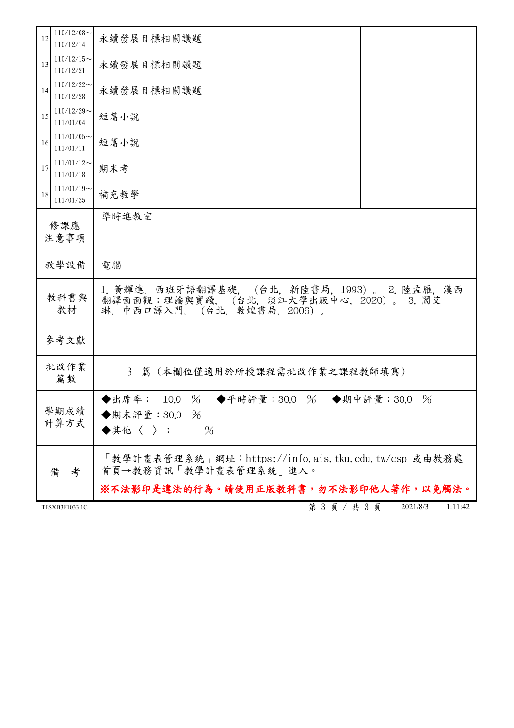| | | | |
|---|---|---|---|
| 12 | 110/12/08～<br>110/12/14 | 永續發展目標相關議題 | |
| 13 | 110/12/15～<br>110/12/21 | 永續發展目標相關議題 | |
| 14 | 110/12/22～<br>110/12/28 | 永續發展目標相關議題 | |
| 15 | 110/12/29～<br>111/01/04 | 短篇小說 | |
| 16 | 111/01/05～<br>111/01/11 | 短篇小說 | |
| 17 | 111/01/12～<br>111/01/18 | 期末考 | |
| 18 | 111/01/19～<br>111/01/25 | 補充教學 | |

| | |
|---|---|
| 修課應注意事項 | 準時進教室 |
| 教學設備 | 電腦 |
| 教科書與教材 | 1. 黃輝達, 西班牙語翻譯基礎, (台北, 新陸書局, 1993) 。 2. 陸孟雁, 漢西翻譯面面觀：理論與實踐, (台北, 淡江大學出版中心, 2020) 。 3. 閻艾琳, 中西口譯入門, (台北, 敦煌書局, 2006) 。 |
| 參考文獻 | |
| 批改作業篇數 | 3 篇（本欄位僅適用於所授課程需批改作業之課程教師填寫） |
| 學期成績計算方式 | ◆出席率： 10.0 % ◆平時評量：30.0 % ◆期中評量：30.0 %<br>◆期末評量：30.0 %<br>◆其他〈 〉： % |
| 備　考 | 「教學計畫表管理系統」網址：https://info.ais.tku.edu.tw/csp 或由教務處首頁→教務資訊「教學計畫表管理系統」進入。<br>**※不法影印是違法的行為。請使用正版教科書，勿不法影印他人著作，以免觸法。** |

TFSXB3F1033 1C　2021/8/3　1:11:42